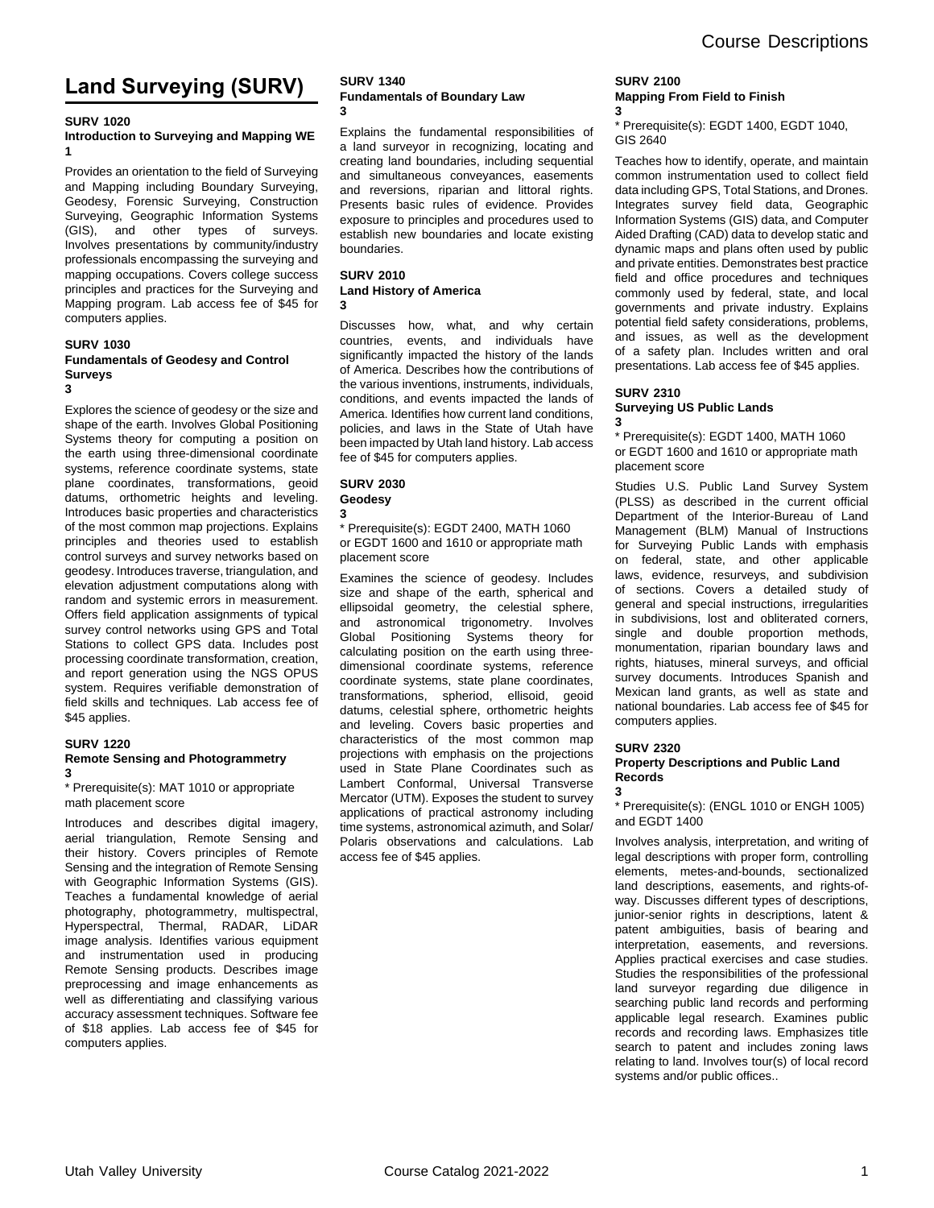# Land Surveying (SURV)

**SURV 1020**
**Introduction to Surveying and Mapping WE**
**1**

Provides an orientation to the field of Surveying and Mapping including Boundary Surveying, Geodesy, Forensic Surveying, Construction Surveying, Geographic Information Systems (GIS), and other types of surveys. Involves presentations by community/industry professionals encompassing the surveying and mapping occupations. Covers college success principles and practices for the Surveying and Mapping program. Lab access fee of $45 for computers applies.

**SURV 1030**
**Fundamentals of Geodesy and Control Surveys**
**3**

Explores the science of geodesy or the size and shape of the earth. Involves Global Positioning Systems theory for computing a position on the earth using three-dimensional coordinate systems, reference coordinate systems, state plane coordinates, transformations, geoid datums, orthometric heights and leveling. Introduces basic properties and characteristics of the most common map projections. Explains principles and theories used to establish control surveys and survey networks based on geodesy. Introduces traverse, triangulation, and elevation adjustment computations along with random and systemic errors in measurement. Offers field application assignments of typical survey control networks using GPS and Total Stations to collect GPS data. Includes post processing coordinate transformation, creation, and report generation using the NGS OPUS system. Requires verifiable demonstration of field skills and techniques. Lab access fee of $45 applies.

**SURV 1220**
**Remote Sensing and Photogrammetry**
**3**

\* Prerequisite(s): MAT 1010 or appropriate math placement score

Introduces and describes digital imagery, aerial triangulation, Remote Sensing and their history. Covers principles of Remote Sensing and the integration of Remote Sensing with Geographic Information Systems (GIS). Teaches a fundamental knowledge of aerial photography, photogrammetry, multispectral, Hyperspectral, Thermal, RADAR, LiDAR image analysis. Identifies various equipment and instrumentation used in producing Remote Sensing products. Describes image preprocessing and image enhancements as well as differentiating and classifying various accuracy assessment techniques. Software fee of $18 applies. Lab access fee of $45 for computers applies.

**SURV 1340**
**Fundamentals of Boundary Law**
**3**

Explains the fundamental responsibilities of a land surveyor in recognizing, locating and creating land boundaries, including sequential and simultaneous conveyances, easements and reversions, riparian and littoral rights. Presents basic rules of evidence. Provides exposure to principles and procedures used to establish new boundaries and locate existing boundaries.

**SURV 2010**
**Land History of America**
**3**

Discusses how, what, and why certain countries, events, and individuals have significantly impacted the history of the lands of America. Describes how the contributions of the various inventions, instruments, individuals, conditions, and events impacted the lands of America. Identifies how current land conditions, policies, and laws in the State of Utah have been impacted by Utah land history. Lab access fee of $45 for computers applies.

**SURV 2030**
**Geodesy**
**3**

\* Prerequisite(s): EGDT 2400, MATH 1060 or EGDT 1600 and 1610 or appropriate math placement score

Examines the science of geodesy. Includes size and shape of the earth, spherical and ellipsoidal geometry, the celestial sphere, and astronomical trigonometry. Involves Global Positioning Systems theory for calculating position on the earth using three-dimensional coordinate systems, reference coordinate systems, state plane coordinates, transformations, spheriod, ellisoid, geoid datums, celestial sphere, orthometric heights and leveling. Covers basic properties and characteristics of the most common map projections with emphasis on the projections used in State Plane Coordinates such as Lambert Conformal, Universal Transverse Mercator (UTM). Exposes the student to survey applications of practical astronomy including time systems, astronomical azimuth, and Solar/Polaris observations and calculations. Lab access fee of $45 applies.

**SURV 2100**
**Mapping From Field to Finish**
**3**

\* Prerequisite(s): EGDT 1400, EGDT 1040, GIS 2640

Teaches how to identify, operate, and maintain common instrumentation used to collect field data including GPS, Total Stations, and Drones. Integrates survey field data, Geographic Information Systems (GIS) data, and Computer Aided Drafting (CAD) data to develop static and dynamic maps and plans often used by public and private entities. Demonstrates best practice field and office procedures and techniques commonly used by federal, state, and local governments and private industry. Explains potential field safety considerations, problems, and issues, as well as the development of a safety plan. Includes written and oral presentations. Lab access fee of $45 applies.

**SURV 2310**
**Surveying US Public Lands**
**3**

\* Prerequisite(s): EGDT 1400, MATH 1060 or EGDT 1600 and 1610 or appropriate math placement score

Studies U.S. Public Land Survey System (PLSS) as described in the current official Department of the Interior-Bureau of Land Management (BLM) Manual of Instructions for Surveying Public Lands with emphasis on federal, state, and other applicable laws, evidence, resurveys, and subdivision of sections. Covers a detailed study of general and special instructions, irregularities in subdivisions, lost and obliterated corners, single and double proportion methods, monumentation, riparian boundary laws and rights, hiatuses, mineral surveys, and official survey documents. Introduces Spanish and Mexican land grants, as well as state and national boundaries. Lab access fee of $45 for computers applies.

**SURV 2320**
**Property Descriptions and Public Land Records**
**3**

\* Prerequisite(s): (ENGL 1010 or ENGH 1005) and EGDT 1400

Involves analysis, interpretation, and writing of legal descriptions with proper form, controlling elements, metes-and-bounds, sectionalized land descriptions, easements, and rights-of-way. Discusses different types of descriptions, junior-senior rights in descriptions, latent & patent ambiguities, basis of bearing and interpretation, easements, and reversions. Applies practical exercises and case studies. Studies the responsibilities of the professional land surveyor regarding due diligence in searching public land records and performing applicable legal research. Examines public records and recording laws. Emphasizes title search to patent and includes zoning laws relating to land. Involves tour(s) of local record systems and/or public offices..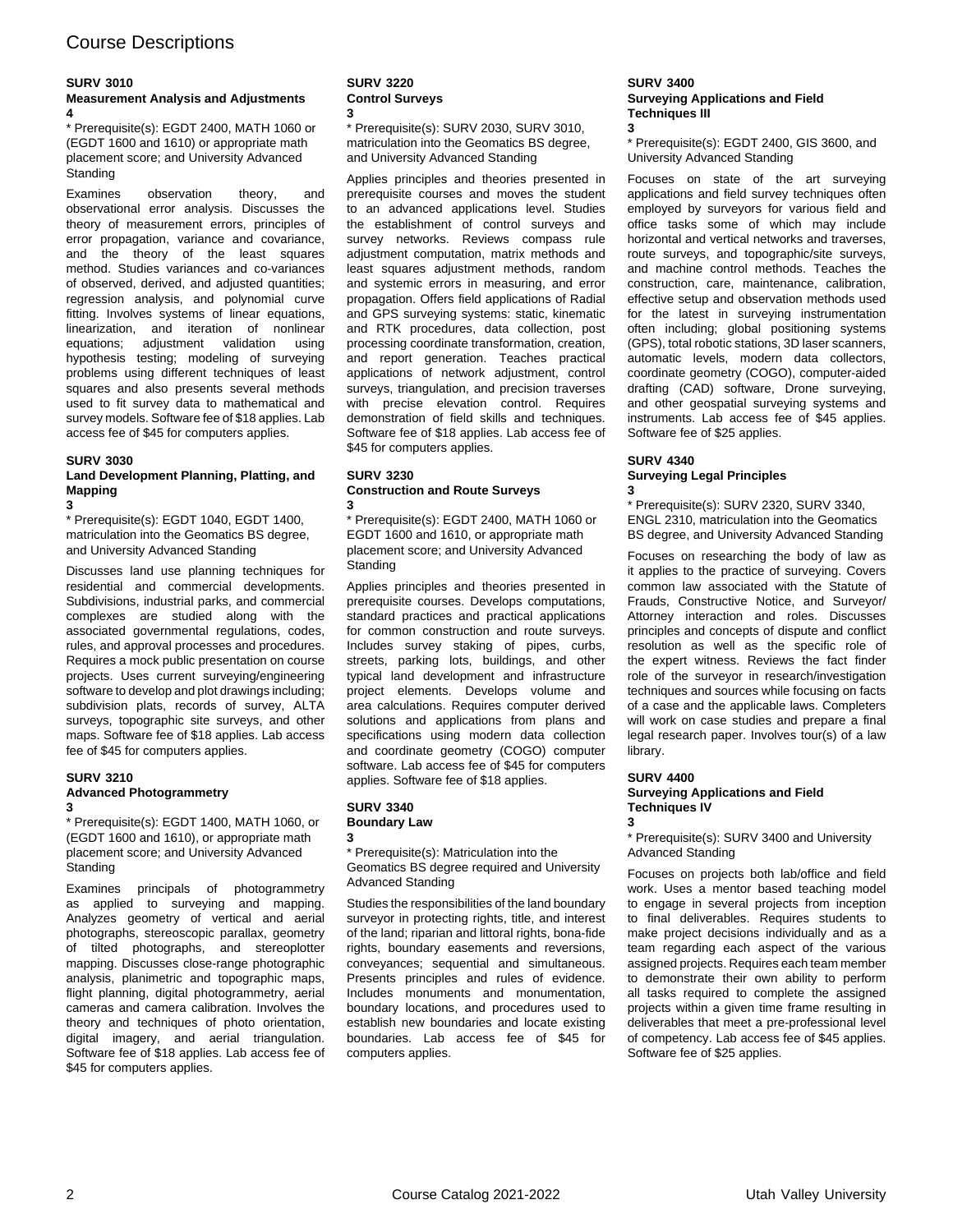# Course Descriptions

**SURV 3010**
**Measurement Analysis and Adjustments**
**4**

* Prerequisite(s): EGDT 2400, MATH 1060 or (EGDT 1600 and 1610) or appropriate math placement score; and University Advanced Standing

Examines observation theory, and observational error analysis. Discusses the theory of measurement errors, principles of error propagation, variance and covariance, and the theory of the least squares method. Studies variances and co-variances of observed, derived, and adjusted quantities; regression analysis, and polynomial curve fitting. Involves systems of linear equations, linearization, and iteration of nonlinear equations; adjustment validation using hypothesis testing; modeling of surveying problems using different techniques of least squares and also presents several methods used to fit survey data to mathematical and survey models. Software fee of $18 applies. Lab access fee of $45 for computers applies.

**SURV 3030**
**Land Development Planning, Platting, and Mapping**
**3**

* Prerequisite(s): EGDT 1040, EGDT 1400, matriculation into the Geomatics BS degree, and University Advanced Standing

Discusses land use planning techniques for residential and commercial developments. Subdivisions, industrial parks, and commercial complexes are studied along with the associated governmental regulations, codes, rules, and approval processes and procedures. Requires a mock public presentation on course projects. Uses current surveying/engineering software to develop and plot drawings including; subdivision plats, records of survey, ALTA surveys, topographic site surveys, and other maps. Software fee of $18 applies. Lab access fee of $45 for computers applies.

**SURV 3210**
**Advanced Photogrammetry**
**3**

* Prerequisite(s): EGDT 1400, MATH 1060, or (EGDT 1600 and 1610), or appropriate math placement score; and University Advanced Standing

Examines principals of photogrammetry as applied to surveying and mapping. Analyzes geometry of vertical and aerial photographs, stereoscopic parallax, geometry of tilted photographs, and stereoplotter mapping. Discusses close-range photographic analysis, planimetric and topographic maps, flight planning, digital photogrammetry, aerial cameras and camera calibration. Involves the theory and techniques of photo orientation, digital imagery, and aerial triangulation. Software fee of $18 applies. Lab access fee of $45 for computers applies.

**SURV 3220**
**Control Surveys**
**3**

* Prerequisite(s): SURV 2030, SURV 3010, matriculation into the Geomatics BS degree, and University Advanced Standing

Applies principles and theories presented in prerequisite courses and moves the student to an advanced applications level. Studies the establishment of control surveys and survey networks. Reviews compass rule adjustment computation, matrix methods and least squares adjustment methods, random and systemic errors in measuring, and error propagation. Offers field applications of Radial and GPS surveying systems: static, kinematic and RTK procedures, data collection, post processing coordinate transformation, creation, and report generation. Teaches practical applications of network adjustment, control surveys, triangulation, and precision traverses with precise elevation control. Requires demonstration of field skills and techniques. Software fee of $18 applies. Lab access fee of $45 for computers applies.

**SURV 3230**
**Construction and Route Surveys**
**3**

* Prerequisite(s): EGDT 2400, MATH 1060 or EGDT 1600 and 1610, or appropriate math placement score; and University Advanced Standing

Applies principles and theories presented in prerequisite courses. Develops computations, standard practices and practical applications for common construction and route surveys. Includes survey staking of pipes, curbs, streets, parking lots, buildings, and other typical land development and infrastructure project elements. Develops volume and area calculations. Requires computer derived solutions and applications from plans and specifications using modern data collection and coordinate geometry (COGO) computer software. Lab access fee of $45 for computers applies. Software fee of $18 applies.

**SURV 3340**
**Boundary Law**
**3**

* Prerequisite(s): Matriculation into the Geomatics BS degree required and University Advanced Standing

Studies the responsibilities of the land boundary surveyor in protecting rights, title, and interest of the land; riparian and littoral rights, bona-fide rights, boundary easements and reversions, conveyances; sequential and simultaneous. Presents principles and rules of evidence. Includes monuments and monumentation, boundary locations, and procedures used to establish new boundaries and locate existing boundaries. Lab access fee of $45 for computers applies.

**SURV 3400**
**Surveying Applications and Field Techniques III**
**3**

* Prerequisite(s): EGDT 2400, GIS 3600, and University Advanced Standing

Focuses on state of the art surveying applications and field survey techniques often employed by surveyors for various field and office tasks some of which may include horizontal and vertical networks and traverses, route surveys, and topographic/site surveys, and machine control methods. Teaches the construction, care, maintenance, calibration, effective setup and observation methods used for the latest in surveying instrumentation often including; global positioning systems (GPS), total robotic stations, 3D laser scanners, automatic levels, modern data collectors, coordinate geometry (COGO), computer-aided drafting (CAD) software, Drone surveying, and other geospatial surveying systems and instruments. Lab access fee of $45 applies. Software fee of $25 applies.

**SURV 4340**
**Surveying Legal Principles**
**3**

* Prerequisite(s): SURV 2320, SURV 3340, ENGL 2310, matriculation into the Geomatics BS degree, and University Advanced Standing

Focuses on researching the body of law as it applies to the practice of surveying. Covers common law associated with the Statute of Frauds, Constructive Notice, and Surveyor/ Attorney interaction and roles. Discusses principles and concepts of dispute and conflict resolution as well as the specific role of the expert witness. Reviews the fact finder role of the surveyor in research/investigation techniques and sources while focusing on facts of a case and the applicable laws. Completers will work on case studies and prepare a final legal research paper. Involves tour(s) of a law library.

**SURV 4400**
**Surveying Applications and Field Techniques IV**
**3**

* Prerequisite(s): SURV 3400 and University Advanced Standing

Focuses on projects both lab/office and field work. Uses a mentor based teaching model to engage in several projects from inception to final deliverables. Requires students to make project decisions individually and as a team regarding each aspect of the various assigned projects. Requires each team member to demonstrate their own ability to perform all tasks required to complete the assigned projects within a given time frame resulting in deliverables that meet a pre-professional level of competency. Lab access fee of $45 applies. Software fee of $25 applies.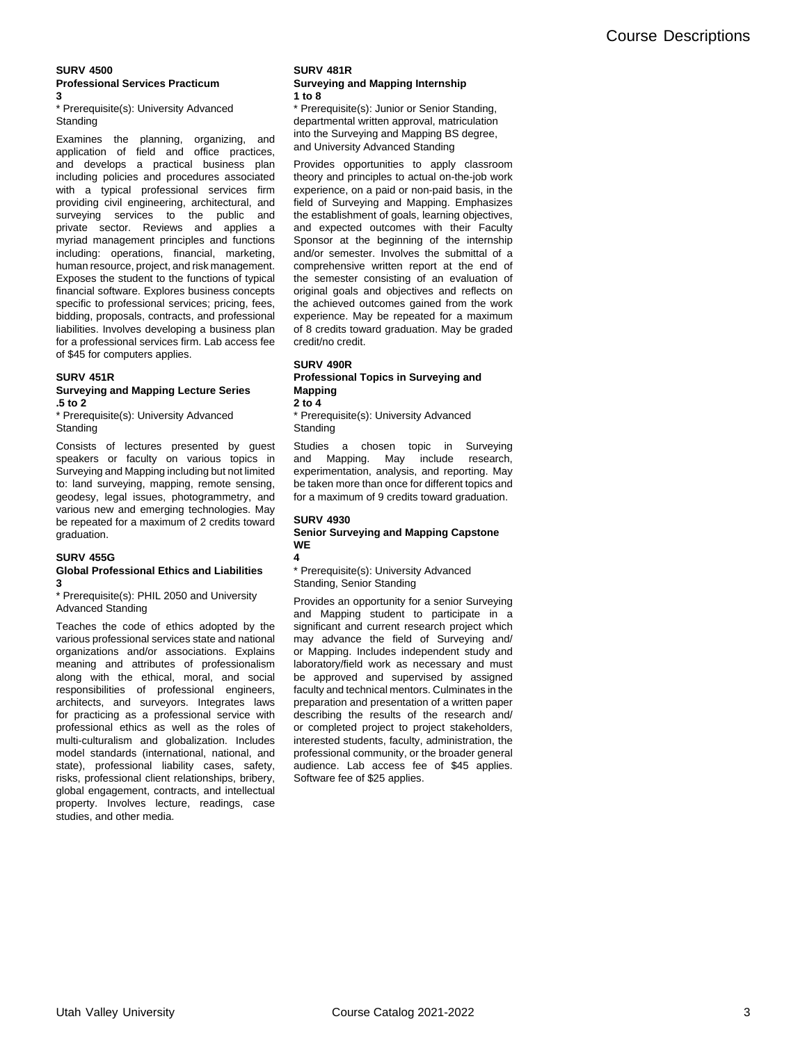**SURV 4500**
**Professional Services Practicum**
**3**

* Prerequisite(s): University Advanced Standing

Examines the planning, organizing, and application of field and office practices, and develops a practical business plan including policies and procedures associated with a typical professional services firm providing civil engineering, architectural, and surveying services to the public and private sector. Reviews and applies a myriad management principles and functions including: operations, financial, marketing, human resource, project, and risk management. Exposes the student to the functions of typical financial software. Explores business concepts specific to professional services; pricing, fees, bidding, proposals, contracts, and professional liabilities. Involves developing a business plan for a professional services firm. Lab access fee of $45 for computers applies.

**SURV 451R**
**Surveying and Mapping Lecture Series**
**.5 to 2**

* Prerequisite(s): University Advanced Standing

Consists of lectures presented by guest speakers or faculty on various topics in Surveying and Mapping including but not limited to: land surveying, mapping, remote sensing, geodesy, legal issues, photogrammetry, and various new and emerging technologies. May be repeated for a maximum of 2 credits toward graduation.

**SURV 455G**
**Global Professional Ethics and Liabilities**
**3**

* Prerequisite(s): PHIL 2050 and University Advanced Standing

Teaches the code of ethics adopted by the various professional services state and national organizations and/or associations. Explains meaning and attributes of professionalism along with the ethical, moral, and social responsibilities of professional engineers, architects, and surveyors. Integrates laws for practicing as a professional service with professional ethics as well as the roles of multi-culturalism and globalization. Includes model standards (international, national, and state), professional liability cases, safety, risks, professional client relationships, bribery, global engagement, contracts, and intellectual property. Involves lecture, readings, case studies, and other media.

**SURV 481R**
**Surveying and Mapping Internship**
**1 to 8**

* Prerequisite(s): Junior or Senior Standing, departmental written approval, matriculation into the Surveying and Mapping BS degree, and University Advanced Standing

Provides opportunities to apply classroom theory and principles to actual on-the-job work experience, on a paid or non-paid basis, in the field of Surveying and Mapping. Emphasizes the establishment of goals, learning objectives, and expected outcomes with their Faculty Sponsor at the beginning of the internship and/or semester. Involves the submittal of a comprehensive written report at the end of the semester consisting of an evaluation of original goals and objectives and reflects on the achieved outcomes gained from the work experience. May be repeated for a maximum of 8 credits toward graduation. May be graded credit/no credit.

**SURV 490R**
**Professional Topics in Surveying and Mapping**
**2 to 4**

* Prerequisite(s): University Advanced Standing

Studies a chosen topic in Surveying and Mapping. May include research, experimentation, analysis, and reporting. May be taken more than once for different topics and for a maximum of 9 credits toward graduation.

**SURV 4930**
**Senior Surveying and Mapping Capstone WE**
**4**

* Prerequisite(s): University Advanced Standing, Senior Standing

Provides an opportunity for a senior Surveying and Mapping student to participate in a significant and current research project which may advance the field of Surveying and/ or Mapping. Includes independent study and laboratory/field work as necessary and must be approved and supervised by assigned faculty and technical mentors. Culminates in the preparation and presentation of a written paper describing the results of the research and/ or completed project to project stakeholders, interested students, faculty, administration, the professional community, or the broader general audience. Lab access fee of $45 applies. Software fee of $25 applies.